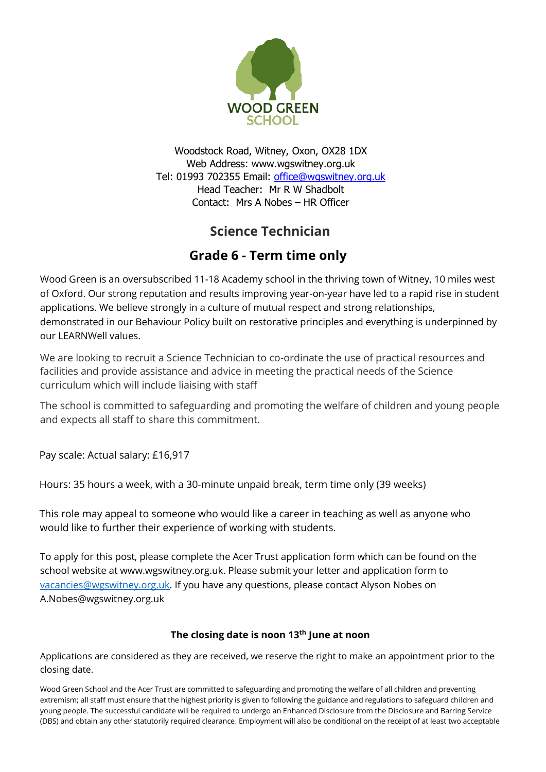WOOD GREEN SCHOOL

Woodstock Road, Witney, Oxon, OX28 1DX
Web Address: www.wgswitney.org.uk
Tel: 01993 702355 Email: office@wgswitney.org.uk
Head Teacher: Mr R W Shadbolt
Contact: Mrs A Nobes – HR Officer

## Science Technician

## Grade 6 - Term time only

Wood Green is an oversubscribed 11-18 Academy school in the thriving town of Witney, 10 miles west of Oxford. Our strong reputation and results improving year-on-year have led to a rapid rise in student applications. We believe strongly in a culture of mutual respect and strong relationships, demonstrated in our Behaviour Policy built on restorative principles and everything is underpinned by our LEARNWell values.

We are looking to recruit a Science Technician to co-ordinate the use of practical resources and facilities and provide assistance and advice in meeting the practical needs of the Science curriculum which will include liaising with staff

The school is committed to safeguarding and promoting the welfare of children and young people and expects all staff to share this commitment.

Pay scale: Actual salary: £16,917

Hours: 35 hours a week, with a 30-minute unpaid break, term time only (39 weeks)

This role may appeal to someone who would like a career in teaching as well as anyone who would like to further their experience of working with students.

To apply for this post, please complete the Acer Trust application form which can be found on the school website at www.wgswitney.org.uk. Please submit your letter and application form to vacancies@wgswitney.org.uk. If you have any questions, please contact Alyson Nobes on A.Nobes@wgswitney.org.uk

**The closing date is noon 13th June at noon**

Applications are considered as they are received, we reserve the right to make an appointment prior to the closing date.

Wood Green School and the Acer Trust are committed to safeguarding and promoting the welfare of all children and preventing extremism; all staff must ensure that the highest priority is given to following the guidance and regulations to safeguard children and young people. The successful candidate will be required to undergo an Enhanced Disclosure from the Disclosure and Barring Service (DBS) and obtain any other statutorily required clearance. Employment will also be conditional on the receipt of at least two acceptable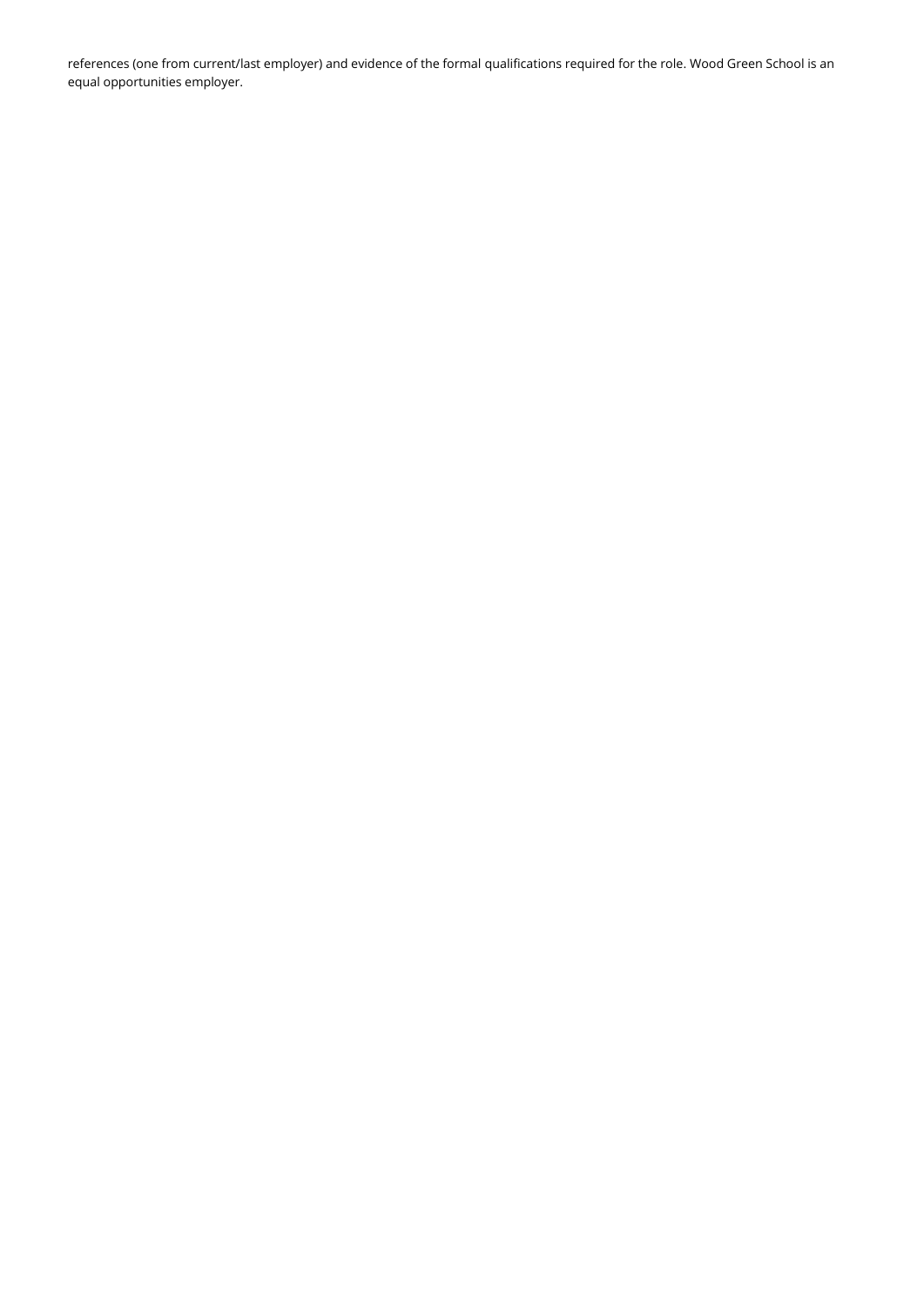references (one from current/last employer) and evidence of the formal qualifications required for the role. Wood Green School is an equal opportunities employer.